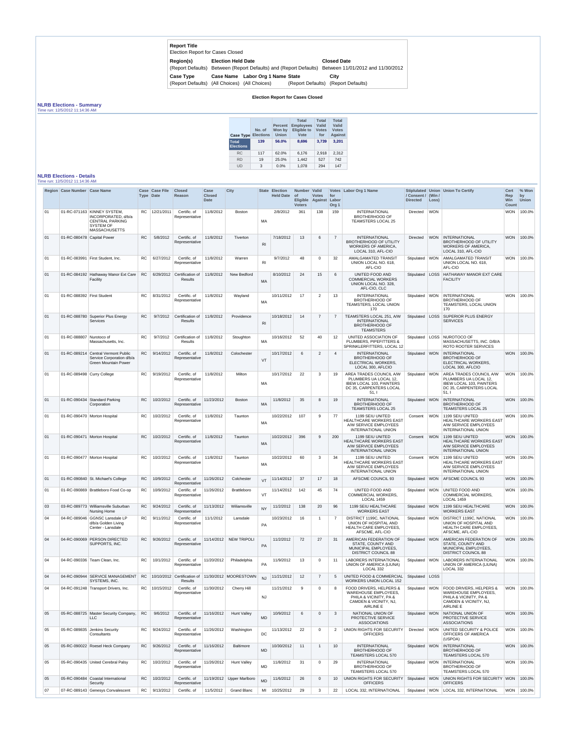**Report Title**
Election Report for Cases Closed

| Region(s) | Election Held Date | | Closed Date |
|---|---|---|---|
| (Report Defaults) | Between (Report Defaults) and (Report Defaults) | | Between 11/01/2012 and 11/30/2012 |
| **Case Type** | **Case Name** | **Labor Org 1 Name** **State** | **City** |
| (Report Defaults) | (All Choices) | (All Choices) (Report Defaults) | (Report Defaults) |

**Election Report for Cases Closed**

## NLRB Elections - Summary

Time run: 12/5/2012 11:14:36 AM

| Case Type | No. of Elections | Percent Won by Union | Total Employees Eligible to Vote | Total Valid Votes for | Total Valid Votes Against |
|---|---|---|---|---|---|
| Total Elections | 139 | 56.0% | 8,696 | 3,739 | 3,201 |
| RC | 117 | 62.0% | 6,176 | 2,918 | 2,312 |
| RD | 19 | 25.0% | 1,442 | 527 | 742 |
| UD | 3 | 0.0% | 1,078 | 294 | 147 |

## NLRB Elections - Details

Time run: 12/5/2012 11:14:36 AM

| Region | Case Number | Case Name | Case Type | Case File Date | Closed Reason | Case Closed Date | City | State | Election Held Date | Number of Eligible Voters | Valid Votes Against | Votes for Labor Org 1 | Labor Org 1 Name | Stiplulated / Consent / Directed | Union (Win / Loss) | Union To Certify | Cert Rep Win Count | % Won by Union |
|---|---|---|---|---|---|---|---|---|---|---|---|---|---|---|---|---|---|---|
| 01 | 01-RC-071163 | KINNEY SYSTEM, INCORPORATED, d/b/a CENTRAL PARKING SYSTEM OF MASSACHUSETTS | RC | 12/21/2011 | Certific. of Representative | 11/8/2012 | Boston | MA | 2/8/2012 | 361 | 138 | 159 | INTERNATIONAL BROTHERHOOD OF TEAMSTERS LOCAL 25 | Directed | WON | | WON | 100.0% |
| 01 | 01-RC-080478 | Capital Power | RC | 5/8/2012 | Certific. of Representative | 11/8/2012 | Tiverton | RI | 7/18/2012 | 13 | 6 | 7 | INTERNATIONAL BROTHERHOOD OF UTILITY WORKERS OF AMERICA, LOCAL 310, AFL-CIO | Directed | WON | INTERNATIONAL BROTHERHOOD OF UTILITY WORKERS OF AMERICA, LOCAL 310, AFL-CIO | WON | 100.0% |
| 01 | 01-RC-083991 | First Student, Inc. | RC | 6/27/2012 | Certific. of Representative | 11/8/2012 | Warren | RI | 9/7/2012 | 48 | 0 | 32 | AMALGAMATED TRANSIT UNION LOCAL NO. 618, AFL-CIO | Stipulated | WON | AMALGAMATED TRANSIT UNION LOCAL NO. 618, AFL-CIO | WON | 100.0% |
| 01 | 01-RC-084192 | Hathaway Manor Ext Care Facility | RC | 6/29/2012 | Certification of Results | 11/8/2012 | New Bedford | MA | 8/10/2012 | 24 | 15 | 6 | UNITED FOOD AND COMMERCIAL WORKERS UNION LOCAL NO. 328, AFL-CIO, CLC | Stipulated | LOSS | HATHAWAY MANOR EXT CARE FACILITY | | |
| 01 | 01-RC-088392 | First Student | RC | 8/31/2012 | Certific. of Representative | 11/8/2012 | Wayland | MA | 10/11/2012 | 17 | 2 | 13 | INTERNATIONAL BROTHERHOOD OF TEAMSTERS, LOCAL UNION 170 | Stipulated | WON | INTERNATIONAL BROTHERHOOD OF TEAMSTERS, LOCAL UNION 170 | WON | 100.0% |
| 01 | 01-RC-088780 | Superior Plus Energy Services | RC | 9/7/2012 | Certification of Results | 11/8/2012 | Providence | RI | 10/18/2012 | 14 | 7 | 7 | TEAMSTERS LOCAL 251, A/W INTERNATIONAL BROTHERHOOD OF TEAMSTERS | Stipulated | LOSS | SUPERIOR PLUS ENERGY SERVICES | | |
| 01 | 01-RC-088807 | Nurotoco of Massachusetts, Inc. | RC | 9/7/2012 | Certification of Results | 11/8/2012 | Stoughton | MA | 10/16/2012 | 52 | 40 | 12 | UNITED ASSOCIATION OF PLUMBERS, PIPEFITTERS & SPRINKLERFITTERS, LOCAL 12 | Stipulated | LOSS | NUROTOCO OF MASSACHUSETTS, INC. D/B/A ROTO ROOTER SERVICES | | |
| 01 | 01-RC-089214 | Central Vermont Public Service Corporation d/b/a Green Mountain Power | RC | 9/14/2012 | Certific. of Representative | 11/8/2012 | Colochester | VT | 10/17/2012 | 6 | 2 | 4 | INTERNATIONAL BROTHERHOOD OF ELECTRICAL WORKERS, LOCAL 300, AFLCIO | Stipulated | WON | INTERNATIONAL BROTHERHOOD OF ELECTRICAL WORKERS, LOCAL 300, AFLCIO | WON | 100.0% |
| 01 | 01-RC-089498 | Curry College | RC | 9/19/2012 | Certific. of Representative | 11/8/2012 | Milton | MA | 10/17/2012 | 22 | 3 | 19 | AREA TRADES COUNCIL A/W PLUMBERS UA LOCAL 12, IBEW LOCAL 103, PAINTERS DC 35, CARPENTERS LOCAL 51, I | Stipulated | WON | AREA TRADES COUNCIL A/W PLUMBERS UA LOCAL 12, IBEW LOCAL 103, PAINTERS DC 35, CARPENTERS LOCAL 51, I | WON | 100.0% |
| 01 | 01-RC-090434 | Standard Parking Corporation | RC | 10/2/2012 | Certific. of Representative | 11/23/2012 | Boston | MA | 11/8/2012 | 35 | 8 | 19 | INTERNATIONAL BROTHERHOOD OF TEAMSTERS LOCAL 25 | Stipulated | WON | INTERNATIONAL BROTHERHOOD OF TEAMSTERS LOCAL 25 | WON | 100.0% |
| 01 | 01-RC-090470 | Morton Hospital | RC | 10/2/2012 | Certific. of Representative | 11/8/2012 | Taunton | MA | 10/22/2012 | 107 | 9 | 77 | 1199 SEIU UNITED HEALTHCARE WORKERS EAST A/W SERVICE EMPLOYEES INTERNATIONAL UNION | Consent | WON | 1199 SEIU UNITED HEALTHCARE WORKERS EAST A/W SERVICE EMPLOYEES INTERNATIONAL UNION | WON | 100.0% |
| 01 | 01-RC-090471 | Morton Hospital | RC | 10/2/2012 | Certific. of Representative | 11/8/2012 | Taunton | MA | 10/22/2012 | 396 | 9 | 200 | 1199 SEIU UNITED HEALTHCARE WORKERS EAST A/W SERVICE EMPLOYEES INTERNATIONAL UNION | Consent | WON | 1199 SEIU UNITED HEALTHCARE WORKERS EAST A/W SERVICE EMPLOYEES INTERNATIONAL UNION | WON | 100.0% |
| 01 | 01-RC-090477 | Morton Hospital | RC | 10/2/2012 | Certific. of Representative | 11/8/2012 | Taunton | MA | 10/22/2012 | 60 | 3 | 34 | 1199 SEIU UNITED HEALTHCARE WORKERS EAST A/W SERVICE EMPLOYEES INTERNATIONAL UNION | Consent | WON | 1199 SEIU UNITED HEALTHCARE WORKERS EAST A/W SERVICE EMPLOYEES INTERNATIONAL UNION | WON | 100.0% |
| 01 | 01-RC-090840 | St. Michael's College | RC | 10/9/2012 | Certific. of Representative | 11/26/2012 | Colchester | VT | 11/14/2012 | 37 | 17 | 18 | AFSCME COUNCIL 93 | Stipulated | WON | AFSCME COUNCIL 93 | WON | 100.0% |
| 01 | 01-RC-090869 | Brattleboro Food Co-op | RC | 10/9/2012 | Certific. of Representative | 11/26/2012 | Brattleboro | VT | 11/14/2012 | 142 | 45 | 74 | UNITED FOOD AND COMMERCIAL WORKERS, LOCAL 1459 | Stipulated | WON | UNITED FOOD AND COMMERCIAL WORKERS, LOCAL 1459 | WON | 100.0% |
| 03 | 03-RC-089773 | Williamsville Suburban Nursing Home | RC | 9/24/2012 | Certific. of Representative | 11/13/2012 | Williamsville | NY | 11/2/2012 | 138 | 20 | 96 | 1199 SEIU HEALTHCARE WORKERS EAST | Stipulated | WON | 1199 SEIU HEALTHCARE WORKERS EAST | WON | 100.0% |
| 04 | 04-RC-089046 | GGNSC Lansdale LP d/b/a Golden Living Center - Lansdale | RC | 9/11/2012 | Certific. of Representative | 11/1/2012 | Lansdale | PA | 10/23/2012 | 16 | 1 | 7 | DISTRICT 1199C, NATIONAL UNION OF HOSPITAL AND HEALTH CARE EMPLOYEES, AFSCME, AFL-CIO | Stipulated | WON | DISTRICT 1199C, NATIONAL UNION OF HOSPITAL AND HEALTH CARE EMPLOYEES, AFSCME, AFL-CIO | WON | 100.0% |
| 04 | 04-RC-090069 | PERSON DIRECTED SUPPORTS, INC. | RC | 9/26/2012 | Certific. of Representative | 11/14/2012 | NEW TRIPOLI | PA | 11/2/2012 | 72 | 27 | 31 | AMERICAN FEDERATION OF STATE, COUNTY AND MUNICIPAL EMPLOYEES, DISTRICT COUNCIL 88 | Stipulated | WON | AMERICAN FEDERATION OF STATE, COUNTY AND MUNICIPAL EMPLOYEES, DISTRICT COUNCIL 88 | WON | 100.0% |
| 04 | 04-RC-090336 | Team Clean, Inc. | RC | 10/1/2012 | Certific. of Representative | 11/20/2012 | Philadelphia | PA | 11/9/2012 | 13 | 0 | 11 | LABORERS INTERNATIONAL UNION OF AMERICA (LIUNA) LOCAL 332 | Stipulated | WON | LABORERS INTERNATIONAL UNION OF AMERICA (LIUNA) LOCAL 332 | WON | 100.0% |
| 04 | 04-RC-090944 | SERVICE MANAGEMENT SYSTEMS, INC. | RC | 10/10/2012 | Certification of Results | 11/30/2012 | MOORESTOWN | NJ | 11/21/2012 | 12 | 7 | 5 | UNITED FOOD & COMMERCIAL WORKERS UNION LOCAL 152 | Stipulated | LOSS | | | |
| 04 | 04-RC-091248 | Transport Drivers, Inc. | RC | 10/15/2012 | Certific. of Representative | 11/30/2012 | Cherry Hill | NJ | 11/21/2012 | 9 | 0 | 8 | FOOD DRIVERS, HELPERS & WAREHOUSE EMPLOYEES, PHILA & VICINITY, PA & CAMDEN & VICINITY, NJ, AIRLINE E | Stipulated | WON | FOOD DRIVERS, HELPERS & WAREHOUSE EMPLOYEES, PHILA & VICINITY, PA & CAMDEN & VICINITY, NJ, AIRLINE E | WON | 100.0% |
| 05 | 05-RC-088725 | Master Security Company, LLC | RC | 9/6/2012 | Certific. of Representative | 11/16/2012 | Hunt Valley | MD | 10/9/2012 | 6 | 0 | 3 | NATIONAL UNION OF PROTECTIVE SERVICE ASSOCIATIONS | Stipulated | WON | NATIONAL UNION OF PROTECTIVE SERVICE ASSOCIATIONS | WON | 100.0% |
| 05 | 05-RC-089835 | Jenkins Security Consultants | RC | 9/24/2012 | Certific. of Representative | 11/26/2012 | Washington | DC | 11/13/2012 | 22 | 0 | 2 | UNION RIGHTS FOR SECURITY OFFICERS | Directed | WON | UNITED SECURITY & POLICE OFFICERS OF AMERICA (USPOA) | WON | 100.0% |
| 05 | 05-RC-090022 | Roesel Heck Company | RC | 9/26/2012 | Certific. of Representative | 11/16/2012 | Baltimore | MD | 10/30/2012 | 11 | 1 | 10 | INTERNATIONAL BROTHERHOOD OF TEAMSTERS LOCAL 570 | Stipulated | WON | INTERNATIONAL BROTHERHOOD OF TEAMSTERS LOCAL 570 | WON | 100.0% |
| 05 | 05-RC-090435 | United Cerebral Palsy | RC | 10/2/2012 | Certific. of Representative | 11/26/2012 | Hunt Valley | MD | 11/8/2012 | 31 | 0 | 29 | INTERNATIONAL BROTHERHOOD OF TEAMSTERS LOCAL 570 | Stipulated | WON | INTERNATIONAL BROTHERHOOD OF TEAMSTERS LOCAL 570 | WON | 100.0% |
| 05 | 05-RC-090484 | Coastal International Security | RC | 10/2/2012 | Certific. of Representative | 11/19/2012 | Upper Marlboro | MD | 11/6/2012 | 26 | 0 | 10 | UNION RIGHTS FOR SECURITY OFFICERS | Stipulated | WON | UNION RIGHTS FOR SECURITY OFFICERS | WON | 100.0% |
| 07 | 07-RC-089143 | Genesys Convalescent | RC | 9/13/2012 | Certific. of | 11/5/2012 | Grand Blanc | MI | 10/25/2012 | 29 | 3 | 22 | LOCAL 332, INTERNATIONAL | Stipulated | WON | LOCAL 332, INTERNATIONAL | WON | 100.0% |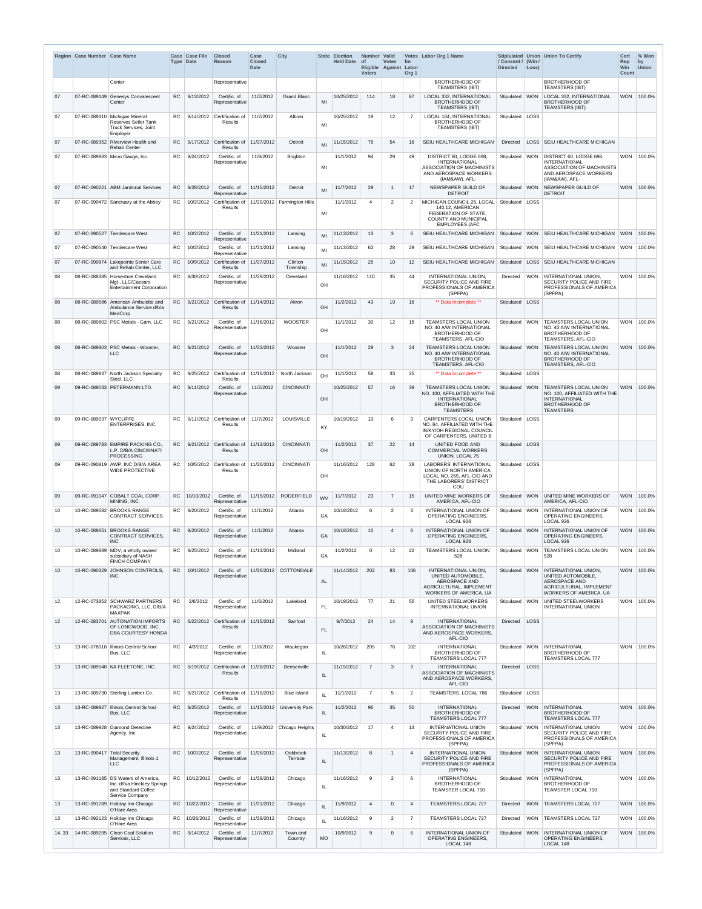| Region | Case Number | Case Name | Case Type | Case File Date | Closed Reason | Case Closed Date | City | State | Election Held Date | Number of Eligible Voters | Valid Votes Against | Votes for Labor Org 1 | Labor Org 1 Name | Stiplulated / Consent / Directed | Union (Win / Loss) | Union To Certify | Cert Rep Win Count | % Won by Union |
|---|---|---|---|---|---|---|---|---|---|---|---|---|---|---|---|---|---|---|
| | | Center | | | Representative | | | | | | | | BROTHERHOOD OF TEAMSTERS (IBT) | | | BROTHERHOOD OF TEAMSTERS (IBT) | | |
| 07 | 07-RC-089149 | Genesys Convalescent Center | RC | 9/13/2012 | Certific. of Representative | 11/2/2012 | Grand Blanc | MI | 10/25/2012 | 114 | 18 | 87 | LOCAL 332, INTERNATIONAL BROTHERHOOD OF TEAMSTERS (IBT) | Stipulated | WON | LOCAL 332, INTERNATIONAL BROTHERHOOD OF TEAMSTERS (IBT) | WON | 100.0% |
| 07 | 07-RC-089310 | Michigan Mineral Reserves Seiler Tank Truck Services, Joint Employer | RC | 9/14/2012 | Certification of Results | 11/2/2012 | Albion | MI | 10/25/2012 | 19 | 12 | 7 | LOCAL 164, INTERNATIONAL BROTHERHOOD OF TEAMSTERS (IBT) | Stipulated | LOSS | | | |
| 07 | 07-RC-089352 | Riverview Health and Rehab Center | RC | 9/17/2012 | Certification of Results | 11/27/2012 | Detroit | MI | 11/15/2012 | 75 | 54 | 16 | SEIU HEALTHCARE MICHIGAN | Directed | LOSS | SEIU HEALTHCARE MICHIGAN | | |
| 07 | 07-RC-089883 | Micro Gauge, Inc. | RC | 9/24/2012 | Certific. of Representative | 11/9/2012 | Brighton | MI | 11/1/2012 | 94 | 29 | 49 | DISTRICT 60, LODGE 698, INTERNATIONAL ASSOCIATION OF MACHINISTS AND AEROSPACE WORKERS (IAM&AW), AFL- | Stipulated | WON | DISTRICT 60, LODGE 698, INTERNATIONAL ASSOCIATION OF MACHINISTS AND AEROSPACE WORKERS (IAM&AW), AFL- | WON | 100.0% |
| 07 | 07-RC-090221 | ABM Janitorial Services | RC | 9/28/2012 | Certific. of Representative | 11/15/2012 | Detroit | MI | 11/7/2012 | 29 | 1 | 17 | NEWSPAPER GUILD OF DETROIT | Stipulated | WON | NEWSPAPER GUILD OF DETROIT | WON | 100.0% |
| 07 | 07-RC-090472 | Sanctuary at the Abbey | RC | 10/2/2012 | Certification of Results | 11/20/2012 | Farmington Hills | MI | 11/1/2012 | 4 | 2 | 2 | MICHIGAN COUNCIL 25, LOCAL 140.12, AMERICAN FEDERATION OF STATE, COUNTY AND MUNICIPAL EMPLOYEES (AFC | Stipulated | LOSS | | | |
| 07 | 07-RC-090527 | Tendercare West | RC | 10/2/2012 | Certific. of Representative | 11/21/2012 | Lansing | MI | 11/13/2012 | 13 | 3 | 6 | SEIU HEALTHCARE MICHIGAN | Stipulated | WON | SEIU HEALTHCARE MICHIGAN | WON | 100.0% |
| 07 | 07-RC-090540 | Tendercare West | RC | 10/2/2012 | Certific. of Representative | 11/21/2012 | Lansing | MI | 11/13/2012 | 62 | 28 | 29 | SEIU HEALTHCARE MICHIGAN | Stipulated | WON | SEIU HEALTHCARE MICHIGAN | WON | 100.0% |
| 07 | 07-RC-090874 | Lakepointe Senior Care and Rehab Center, LLC | RC | 10/9/2012 | Certification of Results | 11/27/2012 | Clinton Township | MI | 11/15/2012 | 25 | 10 | 12 | SEIU HEALTHCARE MICHIGAN | Stipulated | LOSS | SEIU HEALTHCARE MICHIGAN | | |
| 08 | 08-RC-088385 | Horseshoe Cleveland Mgt., LLC/Caesars Entertainment Corporation | RC | 8/30/2012 | Certific. of Representative | 11/29/2012 | Cleveland | OH | 11/16/2012 | 110 | 35 | 44 | INTERNATIONAL UNION, SECURITY POLICE AND FIRE PROFESSIONALS OF AMERICA (SPFPA) | Directed | WON | INTERNATIONAL UNION, SECURITY POLICE AND FIRE PROFESSIONALS OF AMERICA (SPFPA) | WON | 100.0% |
| 08 | 08-RC-089686 | American Ambulette and Ambulance Service d/b/a MedCorp | RC | 9/21/2012 | Certification of Results | 11/14/2012 | Akron | OH | 11/2/2012 | 43 | 19 | 16 | ** Data Incomplete ** | Stipulated | LOSS | | | |
| 08 | 08-RC-089802 | PSC Metals - Garn, LLC | RC | 9/21/2012 | Certific. of Representative | 11/16/2012 | WOOSTER | OH | 11/1/2012 | 30 | 12 | 15 | TEAMSTERS LOCAL UNION NO. 40 A/W INTERNATIONAL BROTHERHOOD OF TEAMSTERS, AFL-CIO | Stipulated | WON | TEAMSTERS LOCAL UNION NO. 40 A/W INTERNATIONAL BROTHERHOOD OF TEAMSTERS, AFL-CIO | WON | 100.0% |
| 08 | 08-RC-089803 | PSC Metals - Wooster, LLC | RC | 9/21/2012 | Certific. of Representative | 11/23/2012 | Wooster | OH | 11/1/2012 | 29 | 3 | 24 | TEAMSTERS LOCAL UNION NO. 40 A/W INTERNATIONAL BROTHERHOOD OF TEAMSTERS, AFL-CIO | Stipulated | WON | TEAMSTERS LOCAL UNION NO. 40 A/W INTERNATIONAL BROTHERHOOD OF TEAMSTERS, AFL-CIO | WON | 100.0% |
| 08 | 08-RC-089937 | North Jackson Specialty Steel, LLC | RC | 9/25/2012 | Certification of Results | 11/16/2012 | North Jackson | OH | 11/1/2012 | 58 | 33 | 25 | ** Data Incomplete ** | Stipulated | LOSS | | | |
| 09 | 09-RC-089033 | PETERMANN LTD. | RC | 9/11/2012 | Certific. of Representative | 11/2/2012 | CINCINNATI | OH | 10/25/2012 | 57 | 16 | 39 | TEAMSTERS LOCAL UNION NO. 100, AFFILIATED WITH THE INTERNATIONAL BROTHERHOOD OF TEAMSTERS | Stipulated | WON | TEAMSTERS LOCAL UNION NO. 100, AFFILIATED WITH THE INTERNATIONAL BROTHERHOOD OF TEAMSTERS | WON | 100.0% |
| 09 | 09-RC-089037 | WYCLIFFE ENTERPRISES, INC. | RC | 9/11/2012 | Certification of Results | 11/7/2012 | LOUISVILLE | KY | 10/19/2012 | 10 | 6 | 3 | CARPENTERS LOCAL UNION NO. 64, AFFILIATED WITH THE IN/KY/OH REGIONAL COUNCIL OF CARPENTERS, UNITED B | Stipulated | LOSS | | | |
| 09 | 09-RC-089783 | EMPIRE PACKING CO., L.P. D/B/A CINCINNATI PROCESSING | RC | 9/21/2012 | Certification of Results | 11/13/2012 | CINCINNATI | OH | 11/2/2012 | 37 | 22 | 14 | UNITED FOOD AND COMMERCIAL WORKERS UNION, LOCAL 75 | Stipulated | LOSS | | | |
| 09 | 09-RC-090819 | AWP, INC D/B/A AREA WIDE PROTECTIVE | RC | 10/5/2012 | Certification of Results | 11/26/2012 | CINCINNATI | OH | 11/16/2012 | 128 | 62 | 28 | LABORERS' INTERNATIONAL UNION OF NORTH AMERICA LOCAL NO. 265, AFL-CIO AND THE LABORERS' DISTRICT COU | Stipulated | LOSS | | | |
| 09 | 09-RC-091047 | COBALT COAL CORP. MINING, INC. | RC | 10/10/2012 | Certific. of Representative | 11/15/2012 | RODERFIELD | WV | 11/7/2012 | 23 | 7 | 15 | UNITED MINE WORKERS OF AMERICA, AFL-CIO | Stipulated | WON | UNITED MINE WORKERS OF AMERICA, AFL-CIO | WON | 100.0% |
| 10 | 10-RC-089582 | BROOKS RANGE CONTRACT SERVICES | RC | 9/20/2012 | Certific. of Representative | 11/1/2012 | Atlanta | GA | 10/18/2012 | 6 | 2 | 3 | INTERNATIONAL UNION OF OPERATING ENGINEERS, LOCAL 926 | Stipulated | WON | INTERNATIONAL UNION OF OPERATING ENGINEERS, LOCAL 926 | WON | 100.0% |
| 10 | 10-RC-089651 | BROOKS RANGE CONTRACT SERVICES, INC. | RC | 9/20/2012 | Certific. of Representative | 11/1/2012 | Atlanta | GA | 10/18/2012 | 10 | 4 | 6 | INTERNATIONAL UNION OF OPERATING ENGINEERS, LOCAL 926 | Stipulated | WON | INTERNATIONAL UNION OF OPERATING ENGINEERS, LOCAL 926 | WON | 100.0% |
| 10 | 10-RC-089889 | MDV, a wholly owned subsidiary of NASH FINCH COMPANY | RC | 9/25/2012 | Certific. of Representative | 11/13/2012 | Midland | GA | 11/2/2012 | 0 | 12 | 22 | TEAMSTERS LOCAL UNION 528 | Stipulated | WON | TEAMSTERS LOCAL UNION 528 | WON | 100.0% |
| 10 | 10-RC-090329 | JOHNSON CONTROLS, INC. | RC | 10/1/2012 | Certific. of Representative | 11/26/2012 | COTTONDALE | AL | 11/14/2012 | 202 | 83 | 106 | INTERNATIONAL UNION, UNITED AUTOMOBILE, AEROSPACE AND AGRICULTURAL IMPLEMENT WORKERS OF AMERICA, UA | Stipulated | WON | INTERNATIONAL UNION, UNITED AUTOMOBILE, AEROSPACE AND AGRICULTURAL IMPLEMENT WORKERS OF AMERICA, UA | WON | 100.0% |
| 12 | 12-RC-073852 | SCHWARZ PARTNERS PACKAGING, LLC, D/B/A MAXPAK | RC | 2/6/2012 | Certific. of Representative | 11/6/2012 | Lakeland | FL | 10/19/2012 | 77 | 21 | 55 | UNITED STEELWORKERS INTERNATIONAL UNION | Stipulated | WON | UNITED STEELWORKERS INTERNATIONAL UNION | WON | 100.0% |
| 12 | 12-RC-083701 | AUTONATION IMPORTS OF LONGWOOD, INC. DBA COURTESY HONDA | RC | 6/22/2012 | Certification of Results | 11/15/2012 | Sanford | FL | 9/7/2012 | 24 | 14 | 9 | INTERNATIONAL ASSOCIATION OF MACHINISTS AND AEROSPACE WORKERS, AFL-CIO | Directed | LOSS | | | |
| 13 | 13-RC-078018 | Illinois Central School Bus, LLC | RC | 4/3/2012 | Certific. of Representative | 11/8/2012 | Waukegan | IL | 10/26/2012 | 205 | 76 | 102 | INTERNATIONAL BROTHERHOOD OF TEAMSTERS LOCAL 777 | Stipulated | WON | INTERNATIONAL BROTHERHOOD OF TEAMSTERS LOCAL 777 | WON | 100.0% |
| 13 | 13-RC-089548 | KA FLEETONE, INC. | RC | 9/19/2012 | Certification of Results | 11/28/2012 | Bensenville | IL | 11/15/2012 | 7 | 3 | 3 | INTERNATIONAL ASSOCIATION OF MACHINISTS AND AEROSPACE WORKERS, AFL-CIO | Directed | LOSS | | | |
| 13 | 13-RC-089730 | Sterling Lumber Co. | RC | 9/21/2012 | Certification of Results | 11/15/2012 | Blue Island | IL | 11/1/2012 | 7 | 5 | 2 | TEAMSTERS, LOCAL 786 | Stipulated | LOSS | | | |
| 13 | 13-RC-089927 | Illinois Central School Bus, LLC | RC | 9/25/2012 | Certific. of Representative | 11/15/2012 | University Park | IL | 11/2/2012 | 96 | 35 | 50 | INTERNATIONAL BROTHERHOOD OF TEAMSTERS LOCAL 777 | Directed | WON | INTERNATIONAL BROTHERHOOD OF TEAMSTERS LOCAL 777 | WON | 100.0% |
| 13 | 13-RC-089928 | Diamond Detective Agency, Inc. | RC | 9/24/2012 | Certific. of Representative | 11/9/2012 | Chicago Heights | IL | 10/30/2012 | 17 | 4 | 13 | INTERNATIONAL UNION SECURITY POLICE AND FIRE PROFESSIONALS OF AMERICA (SPFPA) | Stipulated | WON | INTERNATIONAL UNION SECURITY POLICE AND FIRE PROFESSIONALS OF AMERICA (SPFPA) | WON | 100.0% |
| 13 | 13-RC-090417 | Total Security Management, Illinois 1 LLC | RC | 10/2/2012 | Certific. of Representative | 11/26/2012 | Oakbrook Terrace | IL | 11/13/2012 | 8 | 1 | 4 | INTERNATIONAL UNION SECURITY POLICE AND FIRE PROFESSIONALS OF AMERICA (SPFPA) | Stipulated | WON | INTERNATIONAL UNION SECURITY POLICE AND FIRE PROFESSIONALS OF AMERICA (SPFPA) | WON | 100.0% |
| 13 | 13-RC-091185 | DS Waters of America, Inc. d/b/a Hinckley Springs and Standard Coffee Service Company | RC | 10/12/2012 | Certific. of Representative | 11/29/2012 | Chicago | IL | 11/16/2012 | 9 | 2 | 6 | INTERNATIONAL BROTHERHOOD OF TEAMSTER LOCAL 710 | Stipulated | WON | INTERNATIONAL BROTHERHOOD OF TEAMSTER LOCAL 710 | WON | 100.0% |
| 13 | 13-RC-091789 | Holiday Inn Chicago O'Hare Area | RC | 10/22/2012 | Certific. of Representative | 11/21/2012 | Chicago | IL | 11/9/2012 | 4 | 0 | 4 | TEAMSTERS LOCAL 727 | Directed | WON | TEAMSTERS LOCAL 727 | WON | 100.0% |
| 13 | 13-RC-092123 | Holiday Inn Chicago O'Hare Area | RC | 10/26/2012 | Certific. of Representative | 11/29/2012 | Chicago | IL | 11/16/2012 | 9 | 2 | 7 | TEAMSTERS LOCAL 727 | Directed | WON | TEAMSTERS LOCAL 727 | WON | 100.0% |
| 14, 33 | 14-RC-089295 | Clean Coal Solution Services, LLC | RC | 9/14/2012 | Certific. of Representative | 11/7/2012 | Town and Country | MO | 10/9/2012 | 9 | 0 | 6 | INTERNATIONAL UNION OF OPERATING ENGINEERS, LOCAL 148 | Stipulated | WON | INTERNATIONAL UNION OF OPERATING ENGINEERS, LOCAL 148 | WON | 100.0% |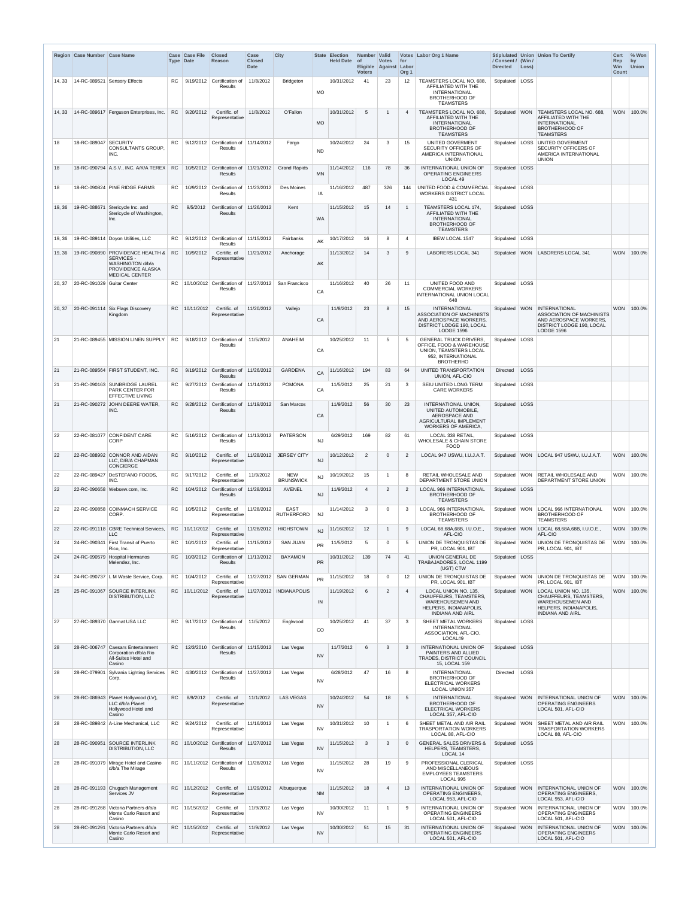| Region | Case Number | Case Name | Case Type | Case File Date | Closed Reason | Case Closed Date | City | State | Election Held Date | Number of Eligible Voters | Valid Votes Against | Votes for Labor Org 1 | Labor Org 1 Name | Stiplulated / Consent / Directed | Union (Win / Loss) | Union To Certify | Cert Rep Win Count | % Won by Union |
|---|---|---|---|---|---|---|---|---|---|---|---|---|---|---|---|---|---|---|
| 14, 33 | 14-RC-089521 | Sensory Effects | RC | 9/19/2012 | Certification of Results | 11/8/2012 | Bridgeton | MO | 10/31/2012 | 41 | 23 | 12 | TEAMSTERS LOCAL NO. 688, AFFILIATED WITH THE INTERNATIONAL BROTHERHOOD OF TEAMSTERS | Stipulated | LOSS | | | |
| 14, 33 | 14-RC-089617 | Ferguson Enterprises, Inc. | RC | 9/20/2012 | Certific. of Representative | 11/8/2012 | O'Fallon | MO | 10/31/2012 | 5 | 1 | 4 | TEAMSTERS LOCAL NO. 688, AFFILIATED WITH THE INTERNATIONAL BROTHERHOOD OF TEAMSTERS | Stipulated | WON | TEAMSTERS LOCAL NO. 688, AFFILIATED WITH THE INTERNATIONAL BROTHERHOOD OF TEAMSTERS | WON | 100.0% |
| 18 | 18-RC-089047 | SECURITY CONSULTANTS GROUP, INC. | RC | 9/12/2012 | Certification of Results | 11/14/2012 | Fargo | ND | 10/24/2012 | 24 | 3 | 15 | UNITED GOVERMENT SECURITY OFFICERS OF AMERICA INTERNATIONAL UNION | Stipulated | LOSS | UNITED GOVERMENT SECURITY OFFICERS OF AMERICA INTERNATIONAL UNION | | |
| 18 | 18-RC-090794 | A.S.V., INC. A/K/A TEREX | RC | 10/5/2012 | Certification of Results | 11/21/2012 | Grand Rapids | MN | 11/14/2012 | 116 | 78 | 36 | INTERNATIONAL UNION OF OPERATING ENGINEERS LOCAL 49 | Stipulated | LOSS | | | |
| 18 | 18-RC-090824 | PINE RIDGE FARMS | RC | 10/9/2012 | Certification of Results | 11/23/2012 | Des Moines | IA | 11/16/2012 | 487 | 326 | 144 | UNITED FOOD & COMMERCIAL WORKERS DISTRICT LOCAL 431 | Stipulated | LOSS | | | |
| 19, 36 | 19-RC-088671 | Stericycle Inc. and Stericycle of Washington, Inc. | RC | 9/5/2012 | Certification of Results | 11/26/2012 | Kent | WA | 11/15/2012 | 15 | 14 | 1 | TEAMSTERS LOCAL 174, AFFILIATED WITH THE INTERNATIONAL BROTHERHOOD OF TEAMSTERS | Stipulated | LOSS | | | |
| 19, 36 | 19-RC-089114 | Doyon Utilities, LLC | RC | 9/12/2012 | Certification of Results | 11/15/2012 | Fairbanks | AK | 10/17/2012 | 16 | 8 | 4 | IBEW LOCAL 1547 | Stipulated | LOSS | | | |
| 19, 36 | 19-RC-090890 | PROVIDENCE HEALTH & SERVICES - WASHINGTON d/b/a PROVIDENCE ALASKA MEDICAL CENTER | RC | 10/9/2012 | Certific. of Representative | 11/21/2012 | Anchorage | AK | 11/13/2012 | 14 | 3 | 9 | LABORERS LOCAL 341 | Stipulated | WON | LABORERS LOCAL 341 | WON | 100.0% |
| 20, 37 | 20-RC-091029 | Guitar Center | RC | 10/10/2012 | Certification of Results | 11/27/2012 | San Francisco | CA | 11/16/2012 | 40 | 26 | 11 | UNITED FOOD AND COMMERCIAL WORKERS INTERNATIONAL UNION LOCAL 648 | Stipulated | LOSS | | | |
| 20, 37 | 20-RC-091114 | Six Flags Discovery Kingdom | RC | 10/11/2012 | Certific. of Representative | 11/20/2012 | Vallejo | CA | 11/8/2012 | 23 | 8 | 15 | INTERNATIONAL ASSOCIATION OF MACHINISTS AND AEROSPACE WORKERS, DISTRICT LODGE 190, LOCAL LODGE 1596 | Stipulated | WON | INTERNATIONAL ASSOCIATION OF MACHINISTS AND AEROSPACE WORKERS, DISTRICT LODGE 190, LOCAL LODGE 1596 | WON | 100.0% |
| 21 | 21-RC-089455 | MISSION LINEN SUPPLY | RC | 9/18/2012 | Certification of Results | 11/5/2012 | ANAHEIM | CA | 10/25/2012 | 11 | 5 | 5 | GENERAL TRUCK DRIVERS, OFFICE, FOOD & WAREHOUSE UNION, TEAMSTERS LOCAL 952, INTERNATIONAL BROTHERHO | Stipulated | LOSS | | | |
| 21 | 21-RC-089564 | FIRST STUDENT, INC. | RC | 9/19/2012 | Certification of Results | 11/26/2012 | GARDENA | CA | 11/16/2012 | 194 | 83 | 64 | UNITED TRANSPORTATION UNION, AFL-CIO | Directed | LOSS | | | |
| 21 | 21-RC-090163 | SUNBRIDGE LAUREL PARK CENTER FOR EFFECTIVE LIVING | RC | 9/27/2012 | Certification of Results | 11/14/2012 | POMONA | CA | 11/5/2012 | 25 | 21 | 3 | SEIU UNITED LONG TERM CARE WORKERS | Stipulated | LOSS | | | |
| 21 | 21-RC-090272 | JOHN DEERE WATER, INC. | RC | 9/28/2012 | Certification of Results | 11/19/2012 | San Marcos | CA | 11/9/2012 | 56 | 30 | 23 | INTERNATIONAL UNION, UNITED AUTOMOBILE, AEROSPACE AND AGRICULTURAL IMPLEMENT WORKERS OF AMERICA, | Stipulated | LOSS | | | |
| 22 | 22-RC-081077 | CONFIDENT CARE CORP | RC | 5/16/2012 | Certification of Results | 11/13/2012 | PATERSON | NJ | 6/29/2012 | 169 | 82 | 61 | LOCAL 338 RETAIL, WHOLESALE & CHAIN STORE FOOD | Stipulated | LOSS | | | |
| 22 | 22-RC-088992 | CONNOR AND AIDAN LLC, D/B/A CHAPMAN CONCIERGE | RC | 9/10/2012 | Certific. of Representative | 11/28/2012 | JERSEY CITY | NJ | 10/12/2012 | 2 | 0 | 2 | LOCAL 947 USWU, I.U.J.A.T. | Stipulated | WON | LOCAL 947 USWU, I.U.J.A.T. | WON | 100.0% |
| 22 | 22-RC-089427 | DeSTEFANO FOODS, INC. | RC | 9/17/2012 | Certific. of Representative | 11/9/2012 | NEW BRUNSWICK | NJ | 10/19/2012 | 15 | 1 | 8 | RETAIL WHOLESALE AND DEPARTMENT STORE UNION | Stipulated | WON | RETAIL WHOLESALE AND DEPARTMENT STORE UNION | WON | 100.0% |
| 22 | 22-RC-090658 | Websew.com, Inc. | RC | 10/4/2012 | Certification of Results | 11/28/2012 | AVENEL | NJ | 11/9/2012 | 4 | 2 | 2 | LOCAL 966 INTERNATIONAL BROTHERHOOD OF TEAMSTERS | Stipulated | LOSS | | | |
| 22 | 22-RC-090858 | COINMACH SERVICE CORP. | RC | 10/5/2012 | Certific. of Representative | 11/28/2012 | EAST RUTHERFORD | NJ | 11/14/2012 | 3 | 0 | 3 | LOCAL 966 INTERNATIONAL BROTHERHOOD OF TEAMSTERS | Stipulated | WON | LOCAL 966 INTERNATIONAL BROTHERHOOD OF TEAMSTERS | WON | 100.0% |
| 22 | 22-RC-091118 | CBRE Technical Services, LLC | RC | 10/11/2012 | Certific. of Representative | 11/28/2012 | HIGHSTOWN | NJ | 11/16/2012 | 12 | 1 | 9 | LOCAL 68,68A,68B, I.U.O.E., AFL-CIO | Stipulated | WON | LOCAL 68,68A,68B, I.U.O.E., AFL-CIO | WON | 100.0% |
| 24 | 24-RC-090341 | First Transit of Puerto Rico, Inc. | RC | 10/1/2012 | Certific. of Representative | 11/15/2012 | SAN JUAN | PR | 11/5/2012 | 5 | 0 | 5 | UNION DE TRONQUISTAS DE PR, LOCAL 901, IBT | Stipulated | WON | UNION DE TRONQUISTAS DE PR, LOCAL 901, IBT | WON | 100.0% |
| 24 | 24-RC-090579 | Hospital Hermanos Melendez, Inc. | RC | 10/3/2012 | Certification of Results | 11/13/2012 | BAYAMON | PR | 10/31/2012 | 139 | 74 | 41 | UNION GENERAL DE TRABAJADORES, LOCAL 1199 (UGT) CTW | Stipulated | LOSS | | | |
| 24 | 24-RC-090737 | L M Waste Service, Corp. | RC | 10/4/2012 | Certific. of Representative | 11/27/2012 | SAN GERMAN | PR | 11/15/2012 | 18 | 0 | 12 | UNION DE TRONQUISTAS DE PR, LOCAL 901, IBT | Stipulated | WON | UNION DE TRONQUISTAS DE PR, LOCAL 901, IBT | WON | 100.0% |
| 25 | 25-RC-091067 | SOURCE INTERLINK DISTRIBUTION, LLC | RC | 10/11/2012 | Certific. of Representative | 11/27/2012 | INDIANAPOLIS | IN | 11/19/2012 | 6 | 2 | 4 | LOCAL UNION NO. 135, CHAUFFEURS, TEAMSTERS, WAREHOUSEMEN AND HELPERS, INDIANAPOLIS, INDIANA AND AIRL | Stipulated | WON | LOCAL UNION NO. 135, CHAUFFEURS, TEAMSTERS, WAREHOUSEMEN AND HELPERS, INDIANAPOLIS, INDIANA AND AIRL | WON | 100.0% |
| 27 | 27-RC-089370 | Garmat USA LLC | RC | 9/17/2012 | Certification of Results | 11/5/2012 | Englwood | CO | 10/25/2012 | 41 | 37 | 3 | SHEET METAL WORKERS INTERNATIONAL ASSOCIATION, AFL-CIO, LOCAL#9 | Stipulated | LOSS | | | |
| 28 | 28-RC-006747 | Caesars Entertainment Corporation d/b/a Rio All-Suites Hotel and Casino | RC | 12/3/2010 | Certification of Results | 11/15/2012 | Las Vegas | NV | 11/7/2012 | 6 | 3 | 3 | INTERNATIONAL UNION OF PAINTERS AND ALLIED TRADES, DISTRICT COUNCIL 15, LOCAL 159 | Stipulated | LOSS | | | |
| 28 | 28-RC-079901 | Sylvania Lighting Services Corp. | RC | 4/30/2012 | Certification of Results | 11/27/2012 | Las Vegas | NV | 6/28/2012 | 47 | 16 | 8 | INTERNATIONAL BROTHERHOOD OF ELECTRICAL WORKERS LOCAL UNION 357 | Directed | LOSS | | | |
| 28 | 28-RC-086943 | Planet Hollywood (LV), LLC d/b/a Planet Hollywood Hotel and Casino | RC | 8/9/2012 | Certific. of Representative | 11/1/2012 | LAS VEGAS | NV | 10/24/2012 | 54 | 18 | 5 | INTERNATIONAL BROTHERHOOD OF ELECTRICAL WORKERS LOCAL 357, AFL-CIO | Stipulated | WON | INTERNATIONAL UNION OF OPERATING ENGINEERS LOCAL 501, AFL-CIO | WON | 100.0% |
| 28 | 28-RC-089842 | A-Line Mechanical, LLC | RC | 9/24/2012 | Certific. of Representative | 11/16/2012 | Las Vegas | NV | 10/31/2012 | 10 | 1 | 6 | SHEET METAL AND AIR RAIL TRASPORTATION WORKERS LOCAL 88, AFL-CIO | Stipulated | WON | SHEET METAL AND AIR RAIL TRASPORTATION WORKERS LOCAL 88, AFL-CIO | WON | 100.0% |
| 28 | 28-RC-090951 | SOURCE INTERLINK DISTRIBUTION, LLC | RC | 10/10/2012 | Certification of Results | 11/27/2012 | Las Vegas | NV | 11/15/2012 | 3 | 3 | 0 | GENERAL SALES DRIVERS & HELPERS, TEAMSTERS, LOCAL 14 | Stipulated | LOSS | | | |
| 28 | 28-RC-091079 | Mirage Hotel and Casino d/b/a The Mirage | RC | 10/11/2012 | Certification of Results | 11/28/2012 | Las Vegas | NV | 11/15/2012 | 28 | 19 | 9 | PROFESSIONAL CLERICAL AND MISCELLANEOUS EMPLOYEES TEAMSTERS LOCAL 995 | Stipulated | LOSS | | | |
| 28 | 28-RC-091193 | Chugach Management Services JV | RC | 10/12/2012 | Certific. of Representative | 11/29/2012 | Albuquerque | NM | 11/15/2012 | 18 | 4 | 13 | INTERNATIONAL UNION OF OPERATING ENGINEERS, LOCAL 953, AFL-CIO | Stipulated | WON | INTERNATIONAL UNION OF OPERATING ENGINEERS, LOCAL 953, AFL-CIO | WON | 100.0% |
| 28 | 28-RC-091268 | Victoria Partners d/b/a Monte Carlo Resort and Casino | RC | 10/15/2012 | Certific. of Representative | 11/9/2012 | Las Vegas | NV | 10/30/2012 | 11 | 1 | 9 | INTERNATIONAL UNION OF OPERATING ENGINEERS LOCAL 501, AFL-CIO | Stipulated | WON | INTERNATIONAL UNION OF OPERATING ENGINEERS LOCAL 501, AFL-CIO | WON | 100.0% |
| 28 | 28-RC-091291 | Victoria Partners d/b/a Monte Carlo Resort and Casino | RC | 10/15/2012 | Certific. of Representative | 11/9/2012 | Las Vegas | NV | 10/30/2012 | 51 | 15 | 31 | INTERNATIONAL UNION OF OPERATING ENGINEERS LOCAL 501, AFL-CIO | Stipulated | WON | INTERNATIONAL UNION OF OPERATING ENGINEERS LOCAL 501, AFL-CIO | WON | 100.0% |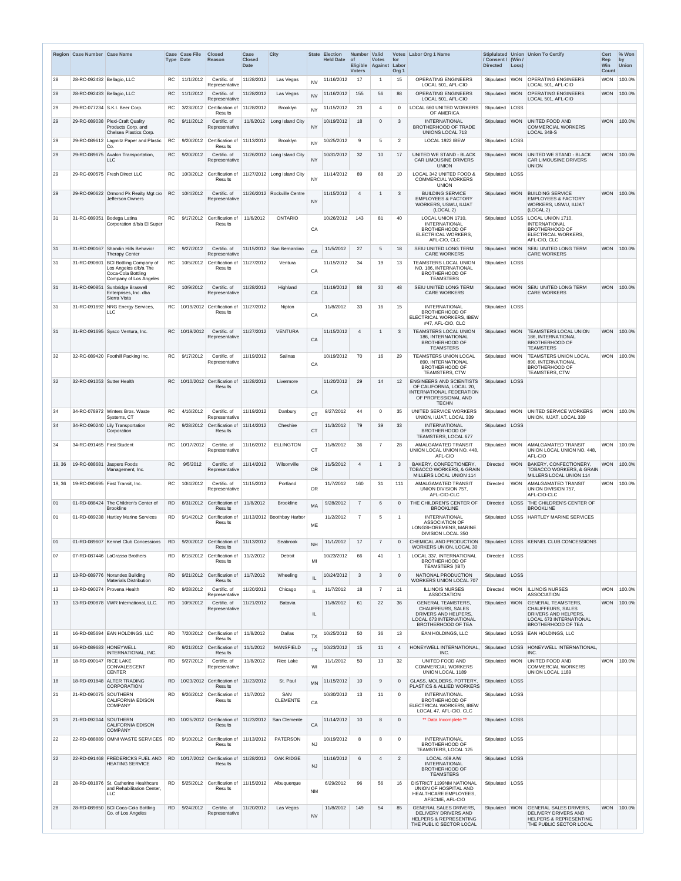| Region | Case Number | Case Name | Case Type | Case File Date | Closed Reason | Case Closed Date | City | State | Election Held Date | Number of Eligible Voters | Valid Votes Against | Votes for Labor Org 1 | Labor Org 1 Name | Stiplulated / Consent / Directed | Union (Win / Loss) | Union To Certify | Cert Rep Win Count | % Won by Union |
|---|---|---|---|---|---|---|---|---|---|---|---|---|---|---|---|---|---|---|
| 28 | 28-RC-092432 | Bellagio, LLC | RC | 11/1/2012 | Certific. of Representative | 11/28/2012 | Las Vegas | NV | 11/16/2012 | 17 | 1 | 15 | OPERATING ENGINEERS LOCAL 501, AFL-CIO | Stipulated | WON | OPERATING ENGINEERS LOCAL 501, AFL-CIO | WON | 100.0% |
| 28 | 28-RC-092433 | Bellagio, LLC | RC | 11/1/2012 | Certific. of Representative | 11/28/2012 | Las Vegas | NV | 11/16/2012 | 155 | 56 | 88 | OPERATING ENGINEERS LOCAL 501, AFL-CIO | Stipulated | WON | OPERATING ENGINEERS LOCAL 501, AFL-CIO | WON | 100.0% |
| 29 | 29-RC-077234 | S.K.I. Beer Corp. | RC | 3/23/2012 | Certification of Results | 11/28/2012 | Brooklyn | NY | 11/15/2012 | 23 | 4 | 0 | LOCAL 660 UNITED WORKERS OF AMERICA | Stipulated | LOSS | | | |
| 29 | 29-RC-089038 | Plexi-Craft Quality Products Corp. and Chelsea Plastics Corp. | RC | 9/11/2012 | Certific. of Representative | 11/6/2012 | Long Island City | NY | 10/19/2012 | 18 | 0 | 3 | INTERNATIONAL BROTHERHOOD OF TRADE UNIONS LOCAL 713 | Stipulated | WON | UNITED FOOD AND COMMERCIAL WORKERS LOCAL 348-S | WON | 100.0% |
| 29 | 29-RC-089612 | Lagmitz Paper and Plastic Co. | RC | 9/20/2012 | Certification of Results | 11/13/2012 | Brooklyn | NY | 10/25/2012 | 9 | 5 | 2 | LOCAL 1922 IBEW | Stipulated | LOSS | | | |
| 29 | 29-RC-089675 | Avalon Transportation, LLC | RC | 9/20/2012 | Certific. of Representative | 11/26/2012 | Long Island City | NY | 10/31/2012 | 32 | 10 | 17 | UNITED WE STAND - BLACK CAR LIMOUSINE DRIVERS UNION | Stipulated | WON | UNITED WE STAND - BLACK CAR LIMOUSINE DRIVERS UNION | WON | 100.0% |
| 29 | 29-RC-090575 | Fresh Direct LLC | RC | 10/3/2012 | Certification of Results | 11/27/2012 | Long Island City | NY | 11/14/2012 | 89 | 68 | 10 | LOCAL 342 UNITED FOOD & COMMERCIAL WORKERS UNION | Stipulated | LOSS | | | |
| 29 | 29-RC-090622 | Ormond Pk Realty Mgt c/o Jefferson Owners | RC | 10/4/2012 | Certific. of Representative | 11/26/2012 | Rockville Centre | NY | 11/15/2012 | 4 | 1 | 3 | BUILDING SERVICE EMPLOYEES & FACTORY WORKERS, USWU, IUJAT (LOCAL 2) | Stipulated | WON | BUILDING SERVICE EMPLOYEES & FACTORY WORKERS, USWU, IUJAT (LOCAL 2) | WON | 100.0% |
| 31 | 31-RC-089351 | Bodega Latina Corporation d/b/a El Super | RC | 9/17/2012 | Certification of Results | 11/6/2012 | ONTARIO | CA | 10/26/2012 | 143 | 81 | 40 | LOCAL UNION 1710, INTERNATIONAL BROTHERHOOD OF ELECTRICAL WORKERS, AFL-CIO, CLC | Stipulated | LOSS | LOCAL UNION 1710, INTERNATIONAL BROTHERHOOD OF ELECTRICAL WORKERS, AFL-CIO, CLC | | |
| 31 | 31-RC-090167 | Shandin Hills Behavior Therapy Center | RC | 9/27/2012 | Certific. of Representative | 11/15/2012 | San Bernardino | CA | 11/5/2012 | 27 | 5 | 18 | SEIU UNITED LONG TERM CARE WORKERS | Stipulated | WON | SEIU UNITED LONG TERM CARE WORKERS | WON | 100.0% |
| 31 | 31-RC-090801 | BCI Bottling Company of Los Angeles d/b/a The Coca-Cola Bottling Company of Los Angeles | RC | 10/5/2012 | Certification of Results | 11/27/2012 | Ventura | CA | 11/15/2012 | 34 | 19 | 13 | TEAMSTERS LOCAL UNION NO. 186, INTERNATIONAL BROTHERHOOD OF TEAMSTERS | Stipulated | LOSS | | | |
| 31 | 31-RC-090851 | Sunbridge Braswell Enterprises, Inc. dba Sierra Vista | RC | 10/9/2012 | Certific. of Representative | 11/28/2012 | Highland | CA | 11/19/2012 | 88 | 30 | 48 | SEIU UNITED LONG TERM CARE WORKERS | Stipulated | WON | SEIU UNITED LONG TERM CARE WORKERS | WON | 100.0% |
| 31 | 31-RC-091692 | NRG Energy Services, LLC | RC | 10/19/2012 | Certification of Results | 11/27/2012 | Nipton | CA | 11/8/2012 | 33 | 16 | 15 | INTERNATIONAL BROTHERHOOD OF ELECTRICAL WORKERS, IBEW #47, AFL-CIO, CLC | Stipulated | LOSS | | | |
| 31 | 31-RC-091695 | Sysco Ventura, Inc. | RC | 10/19/2012 | Certific. of Representative | 11/27/2012 | VENTURA | CA | 11/15/2012 | 4 | 1 | 3 | TEAMSTERS LOCAL UNION 186, INTERNATIONAL BROTHERHOOD OF TEAMSTERS | Stipulated | WON | TEAMSTERS LOCAL UNION 186, INTERNATIONAL BROTHERHOOD OF TEAMSTERS | WON | 100.0% |
| 32 | 32-RC-089420 | Foothill Packing Inc. | RC | 9/17/2012 | Certific. of Representative | 11/19/2012 | Salinas | CA | 10/19/2012 | 70 | 16 | 29 | TEAMSTERS UNION LOCAL 890, INTERNATIONAL BROTHERHOOD OF TEAMSTERS, CTW | Stipulated | WON | TEAMSTERS UNION LOCAL 890, INTERNATIONAL BROTHERHOOD OF TEAMSTERS, CTW | WON | 100.0% |
| 32 | 32-RC-091053 | Sutter Health | RC | 10/10/2012 | Certification of Results | 11/28/2012 | Livermore | CA | 11/20/2012 | 29 | 14 | 12 | ENGINEERS AND SCIENTISTS OF CALIFORNIA, LOCAL 20, INTERNATIONAL FEDERATION OF PROFESSIONAL AND TECHN | Stipulated | LOSS | | | |
| 34 | 34-RC-078972 | Winters Bros. Waste Systems, CT | RC | 4/16/2012 | Certific. of Representative | 11/19/2012 | Danbury | CT | 9/27/2012 | 44 | 0 | 35 | UNITED SERVICE WORKERS UNION, IUJAT, LOCAL 339 | Stipulated | WON | UNITED SERVICE WORKERS UNION, IUJAT, LOCAL 339 | WON | 100.0% |
| 34 | 34-RC-090240 | Lily Transportation Corporation | RC | 9/28/2012 | Certification of Results | 11/14/2012 | Cheshire | CT | 11/3/2012 | 79 | 39 | 33 | INTERNATIONAL BROTHERHOOD OF TEAMSTERS, LOCAL 677 | Stipulated | LOSS | | | |
| 34 | 34-RC-091465 | First Student | RC | 10/17/2012 | Certific. of Representative | 11/16/2012 | ELLINGTON | CT | 11/8/2012 | 36 | 7 | 28 | AMALGAMATED TRANSIT UNION LOCAL UNION NO. 448, AFL-CIO | Stipulated | WON | AMALGAMATED TRANSIT UNION LOCAL UNION NO. 448, AFL-CIO | WON | 100.0% |
| 19, 36 | 19-RC-088681 | Jaspers Foods Management, Inc. | RC | 9/5/2012 | Certific. of Representative | 11/14/2012 | Wilsonville | OR | 11/5/2012 | 4 | 1 | 3 | BAKERY, CONFECTIONERY, TOBACCO WORKERS, & GRAIN MILLERS LOCAL UNION 114 | Directed | WON | BAKERY, CONFECTIONERY, TOBACCO WORKERS, & GRAIN MILLERS LOCAL UNION 114 | WON | 100.0% |
| 19, 36 | 19-RC-090695 | First Transit, Inc. | RC | 10/4/2012 | Certific. of Representative | 11/15/2012 | Portland | OR | 11/7/2012 | 160 | 31 | 111 | AMALGAMATED TRANSIT UNION DIVISION 757, AFL-CIO-CLC | Directed | WON | AMALGAMATED TRANSIT UNION DIVISION 757, AFL-CIO-CLC | WON | 100.0% |
| 01 | 01-RD-088424 | The Children's Center of Brookline | RD | 8/31/2012 | Certification of Results | 11/8/2012 | Brookline | MA | 9/28/2012 | 7 | 6 | 0 | THE CHILDREN'S CENTER OF BROOKLINE | Directed | LOSS | THE CHILDREN'S CENTER OF BROOKLINE | | |
| 01 | 01-RD-089238 | Hartley Marine Services | RD | 9/14/2012 | Certification of Results | 11/13/2012 | Boothbay Harbor | ME | 11/2/2012 | 7 | 5 | 1 | INTERNATIONAL ASSOCIATION OF LONGSHOREMENS, MARINE DIVISION LOCAL 350 | Stipulated | LOSS | HARTLEY MARINE SERVICES | | |
| 01 | 01-RD-089607 | Kennel Club Concessions | RD | 9/20/2012 | Certification of Results | 11/13/2012 | Seabrook | NH | 11/1/2012 | 17 | 7 | 0 | CHEMICAL AND PRODUCTION WORKERS UNION, LOCAL 30 | Stipulated | LOSS | KENNEL CLUB CONCESSIONS | | |
| 07 | 07-RD-087446 | LaGrasso Brothers | RD | 8/16/2012 | Certification of Results | 11/2/2012 | Detroit | MI | 10/23/2012 | 66 | 41 | 1 | LOCAL 337, INTERNATIONAL BROTHERHOOD OF TEAMSTERS (IBT) | Directed | LOSS | | | |
| 13 | 13-RD-089776 | Norandex Building Materials Distribution | RD | 9/21/2012 | Certification of Results | 11/7/2012 | Wheeling | IL | 10/24/2012 | 3 | 3 | 0 | NATIONAL PRODUCTION WORKERS UNION LOCAL 707 | Stipulated | LOSS | | | |
| 13 | 13-RD-090274 | Provena Health | RD | 9/28/2012 | Certific. of Representative | 11/20/2012 | Chicago | IL | 11/7/2012 | 18 | 7 | 11 | ILLINOIS NURSES ASSOCIATION | Directed | WON | ILLINOIS NURSES ASSOCIATION | WON | 100.0% |
| 13 | 13-RD-090878 | VWR International, LLC. | RD | 10/9/2012 | Certific. of Representative | 11/21/2012 | Batavia | IL | 11/8/2012 | 61 | 22 | 36 | GENERAL TEAMSTERS, CHAUFFEURS, SALES DRIVERS AND HELPERS, LOCAL 673 INTERNATIONAL BROTHERHOOD OF TEA | Stipulated | WON | GENERAL TEAMSTERS, CHAUFFEURS, SALES DRIVERS AND HELPERS, LOCAL 673 INTERNATIONAL BROTHERHOOD OF TEA | WON | 100.0% |
| 16 | 16-RD-085694 | EAN HOLDINGS, LLC | RD | 7/20/2012 | Certification of Results | 11/8/2012 | Dallas | TX | 10/25/2012 | 50 | 36 | 13 | EAN HOLDINGS, LLC | Stipulated | LOSS | EAN HOLDINGS, LLC | | |
| 16 | 16-RD-089683 | HONEYWELL INTERNATIONAL, INC. | RD | 9/21/2012 | Certification of Results | 11/1/2012 | MANSFIELD | TX | 10/23/2012 | 15 | 11 | 4 | HONEYWELL INTERNATIONAL, INC. | Stipulated | LOSS | HONEYWELL INTERNATIONAL, INC. | | |
| 18 | 18-RD-090147 | RICE LAKE CONVALESCENT CENTER | RD | 9/27/2012 | Certific. of Representative | 11/8/2012 | Rice Lake | WI | 11/1/2012 | 50 | 13 | 32 | UNITED FOOD AND COMMERCIAL WORKERS UNION LOCAL 1189 | Stipulated | WON | UNITED FOOD AND COMMERCIAL WORKERS UNION LOCAL 1189 | WON | 100.0% |
| 18 | 18-RD-091848 | ALTER TRADING CORPORATION | RD | 10/23/2012 | Certification of Results | 11/23/2012 | St. Paul | MN | 11/15/2012 | 10 | 9 | 0 | GLASS, MOLDERS, POTTERY, PLASTICS & ALLIED WORKERS | Stipulated | LOSS | | | |
| 21 | 21-RD-090075 | SOUTHERN CALIFORNIA EDISON COMPANY | RD | 9/26/2012 | Certification of Results | 11/7/2012 | SAN CLEMENTE | CA | 10/30/2012 | 13 | 11 | 0 | INTERNATIONAL BROTHERHOOD OF ELECTRICAL WORKERS, IBEW LOCAL 47, AFL-CIO, CLC | Stipulated | LOSS | | | |
| 21 | 21-RD-092044 | SOUTHERN CALIFORNIA EDISON COMPANY | RD | 10/25/2012 | Certification of Results | 11/23/2012 | San Clemente | CA | 11/14/2012 | 10 | 8 | 0 | ** Data Incomplete ** | Stipulated | LOSS | | | |
| 22 | 22-RD-088889 | OMNI WASTE SERVICES | RD | 9/10/2012 | Certification of Results | 11/13/2012 | PATERSON | NJ | 10/19/2012 | 8 | 8 | 0 | INTERNATIONAL BROTHERHOOD OF TEAMSTERS, LOCAL 125 | Stipulated | LOSS | | | |
| 22 | 22-RD-091468 | FREDERICKS FUEL AND HEATING SERVICE | RD | 10/17/2012 | Certification of Results | 11/28/2012 | OAK RIDGE | NJ | 11/16/2012 | 6 | 4 | 2 | LOCAL 469 A/W INTERNATIONAL BROTHERHOOD OF TEAMSTERS | Stipulated | LOSS | | | |
| 28 | 28-RD-081876 | St. Catherine Healthcare and Rehabilitation Center, LLC | RD | 5/25/2012 | Certification of Results | 11/15/2012 | Albuquerque | NM | 6/29/2012 | 96 | 56 | 16 | DISTRICT 1199NM NATIONAL UNION OF HOSPITAL AND HEALTHCARE EMPLOYEES, AFSCME, AFL-CIO | Stipulated | LOSS | | | |
| 28 | 28-RD-089850 | BCI Coca-Cola Bottling Co. of Los Angeles | RD | 9/24/2012 | Certific. of Representative | 11/20/2012 | Las Vegas | NV | 11/8/2012 | 149 | 54 | 85 | GENERAL SALES DRIVERS, DELIVERY DRIVERS AND HELPERS & REPRESENTING THE PUBLIC SECTOR LOCAL | Stipulated | WON | GENERAL SALES DRIVERS, DELIVERY DRIVERS AND HELPERS & REPRESENTING THE PUBLIC SECTOR LOCAL | WON | 100.0% |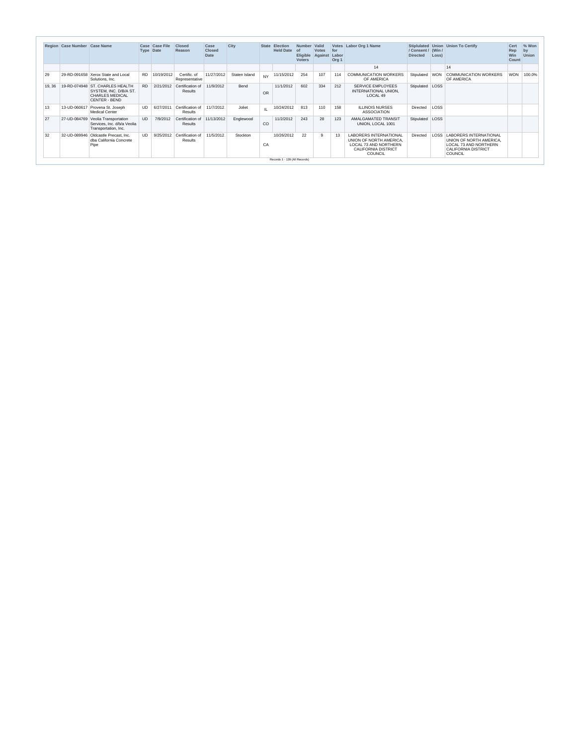| Region | Case Number | Case Name | Case Type | Case File Date | Closed Reason | Case Closed Date | City | State | Election Held Date | Number of Eligible Voters | Valid Votes Against | Votes for Labor Org 1 | Labor Org 1 Name | Stiplulated / Consent / Directed | Union (Win / Loss) | Union To Certify | Cert Rep Win Count | % Won by Union |
|---|---|---|---|---|---|---|---|---|---|---|---|---|---|---|---|---|---|---|
| | | | | | | | | | | | | | 14 | | | 14 | | |
| 29 | 29-RD-091658 | Xerox State and Local Solutions, Inc. | RD | 10/19/2012 | Certific. of Representative | 11/27/2012 | Staten Island | NY | 11/15/2012 | 254 | 107 | 114 | COMMUNICATION WORKERS OF AMERICA | Stipulated | WON | COMMUNICATION WORKERS OF AMERICA | WON | 100.0% |
| 19, 36 | 19-RD-074948 | ST. CHARLES HEALTH SYSTEM, INC. D/B/A ST. CHARLES MEDICAL CENTER - BEND | RD | 2/21/2012 | Certification of Results | 11/9/2012 | Bend | OR | 11/1/2012 | 602 | 334 | 212 | SERVICE EMPLOYEES INTERNATIONAL UNION, LOCAL 49 | Stipulated | LOSS | | | |
| 13 | 13-UD-060617 | Provena St. Joseph Medical Center | UD | 6/27/2011 | Certification of Results | 11/7/2012 | Joliet | IL | 10/24/2012 | 813 | 110 | 158 | ILLINOIS NURSES ASSOCIATION | Directed | LOSS | | | |
| 27 | 27-UD-084769 | Veolia Transportation Services, Inc. d/b/a Veolia Transportation, Inc. | UD | 7/9/2012 | Certification of Results | 11/13/2012 | Englewood | CO | 11/2/2012 | 243 | 28 | 123 | AMALGAMATED TRANSIT UNION, LOCAL 1001 | Stipulated | LOSS | | | |
| 32 | 32-UD-089946 | Oldcastle Precast, Inc. dba California Concrete Pipe | UD | 9/25/2012 | Certification of Results | 11/5/2012 | Stockton | CA | 10/26/2012 | 22 | 9 | 13 | LABORERS INTERNATIONAL UNION OF NORTH AMERICA, LOCAL 73 AND NORTHERN CALIFORNIA DISTRICT COUNCIL | Directed | LOSS | LABORERS INTERNATIONAL UNION OF NORTH AMERICA, LOCAL 73 AND NORTHERN CALIFORNIA DISTRICT COUNCIL | | |

Records 1 - 139 (All Records)